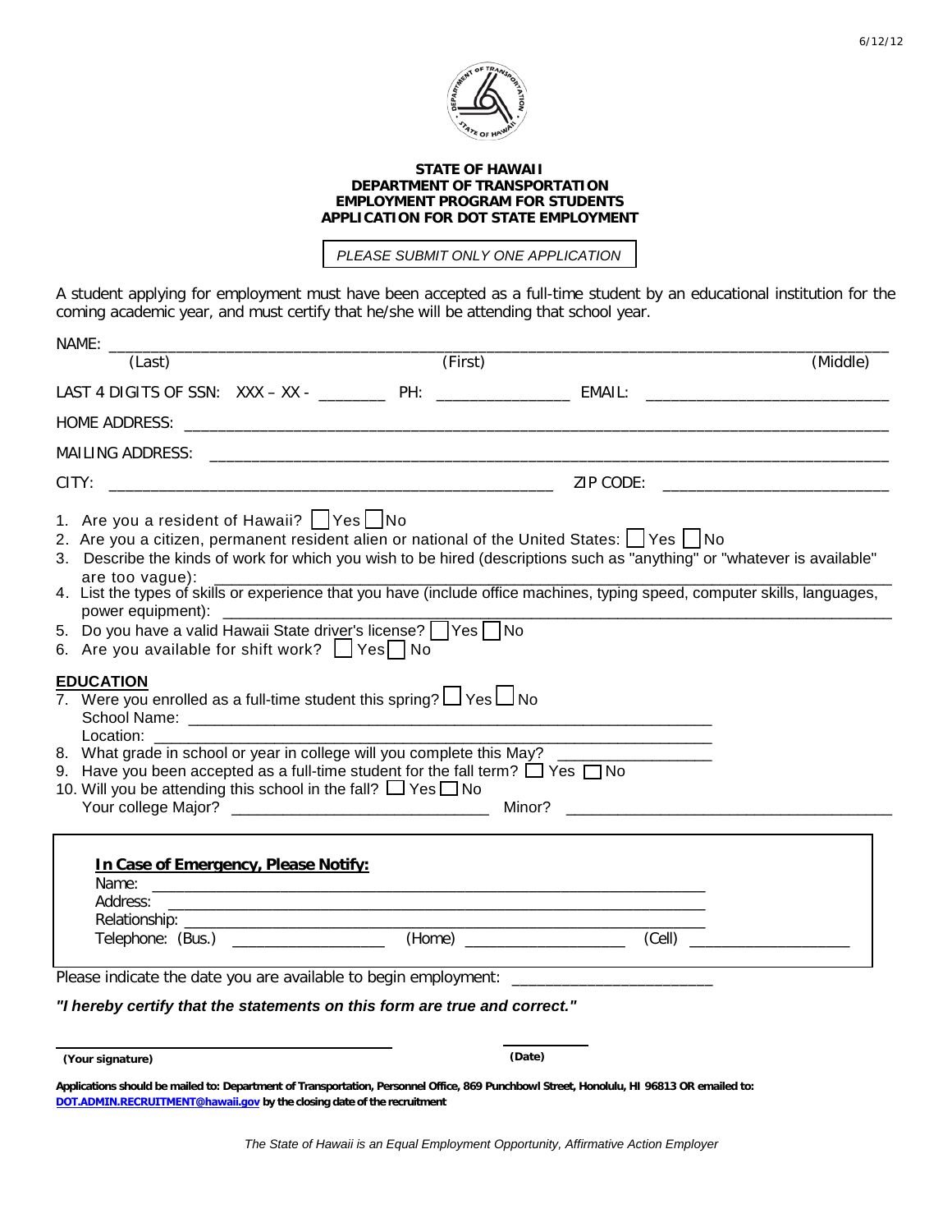**STATE OF HAWAII**
**DEPARTMENT OF TRANSPORTATION**
**EMPLOYMENT PROGRAM FOR STUDENTS**
**APPLICATION FOR DOT STATE EMPLOYMENT**

*PLEASE SUBMIT ONLY ONE APPLICATION*

A student applying for employment must have been accepted as a full-time student by an educational institution for the coming academic year, and must certify that he/she will be attending that school year.

NAME: ______________________________________________________________________________
(Last) (First) (Middle)

LAST 4 DIGITS OF SSN: XXX – XX - ________ PH: _______________ EMAIL: ___________________________

HOME ADDRESS: ______________________________________________________________________

MAILING ADDRESS: ____________________________________________________________________

CITY: ______________________________________________ ZIP CODE: _________________________

1. Are you a resident of Hawaii? ☐ Yes ☐ No
2. Are you a citizen, permanent resident alien or national of the United States: ☐ Yes ☐ No
3. Describe the kinds of work for which you wish to be hired (descriptions such as "anything" or "whatever is available" are too vague): ______________________________________________________________________
4. List the types of skills or experience that you have (include office machines, typing speed, computer skills, languages, power equipment): ______________________________________________________________________
5. Do you have a valid Hawaii State driver's license? ☐ Yes ☐ No
6. Are you available for shift work? ☐ Yes ☐ No

## EDUCATION

7. Were you enrolled as a full-time student this spring? ☐ Yes ☐ No
   School Name: ______________________________________________________________
   Location: ______________________________________________________________
8. What grade in school or year in college will you complete this May? _________________
9. Have you been accepted as a full-time student for the fall term? ☐ Yes ☐ No
10. Will you be attending this school in the fall? ☐ Yes ☐ No
   Your college Major? ____________________________ Minor? ____________________________________

**In Case of Emergency, Please Notify:**

Name: ______________________________________________________________
Address: ______________________________________________________________
Relationship: ______________________________________________________________
Telephone: (Bus.) _________________ (Home) __________________ (Cell) __________________

Please indicate the date you are available to begin employment: ______________________

***"I hereby certify that the statements on this form are true and correct."***

______________________________________ __________
**(Your signature)** **(Date)**

**Applications should be mailed to: Department of Transportation, Personnel Office, 869 Punchbowl Street, Honolulu, HI 96813 OR emailed to: DOT.ADMIN.RECRUITMENT@hawaii.gov by the closing date of the recruitment**

*The State of Hawaii is an Equal Employment Opportunity, Affirmative Action Employer*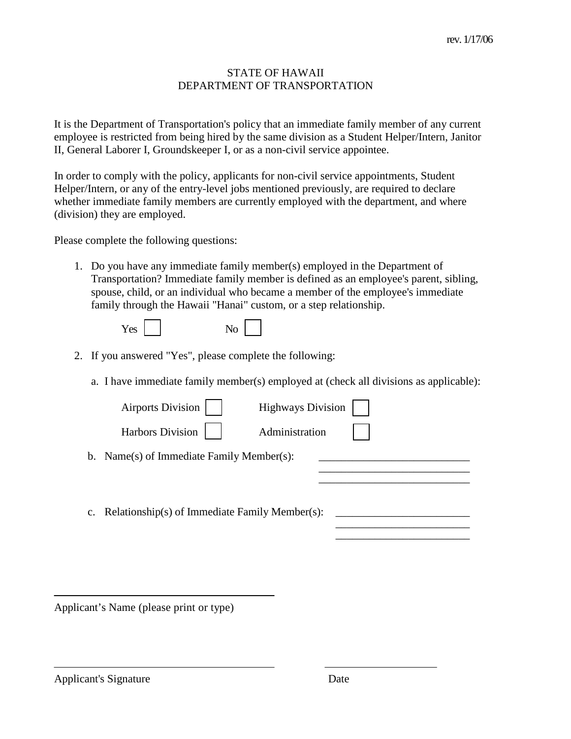rev. 1/17/06

STATE OF HAWAII
DEPARTMENT OF TRANSPORTATION

It is the Department of Transportation's policy that an immediate family member of any current employee is restricted from being hired by the same division as a Student Helper/Intern, Janitor II, General Laborer I, Groundskeeper I, or as a non-civil service appointee.

In order to comply with the policy, applicants for non-civil service appointments, Student Helper/Intern, or any of the entry-level jobs mentioned previously, are required to declare whether immediate family members are currently employed with the department, and where (division) they are employed.

Please complete the following questions:

1. Do you have any immediate family member(s) employed in the Department of Transportation? Immediate family member is defined as an employee's parent, sibling, spouse, child, or an individual who became a member of the employee's immediate family through the Hawaii "Hanai" custom, or a step relationship.

   Yes ☐ No ☐

2. If you answered "Yes", please complete the following:

   a. I have immediate family member(s) employed at (check all divisions as applicable):

      Airports Division ☐ Highways Division ☐

      Harbors Division ☐ Administration ☐

   b. Name(s) of Immediate Family Member(s): ____________________________
      ____________________________
      ____________________________

   c. Relationship(s) of Immediate Family Member(s): ________________________
      ________________________
      ________________________

________________________________________
Applicant's Name (please print or type)

________________________________________ ____________________
Applicant's Signature Date